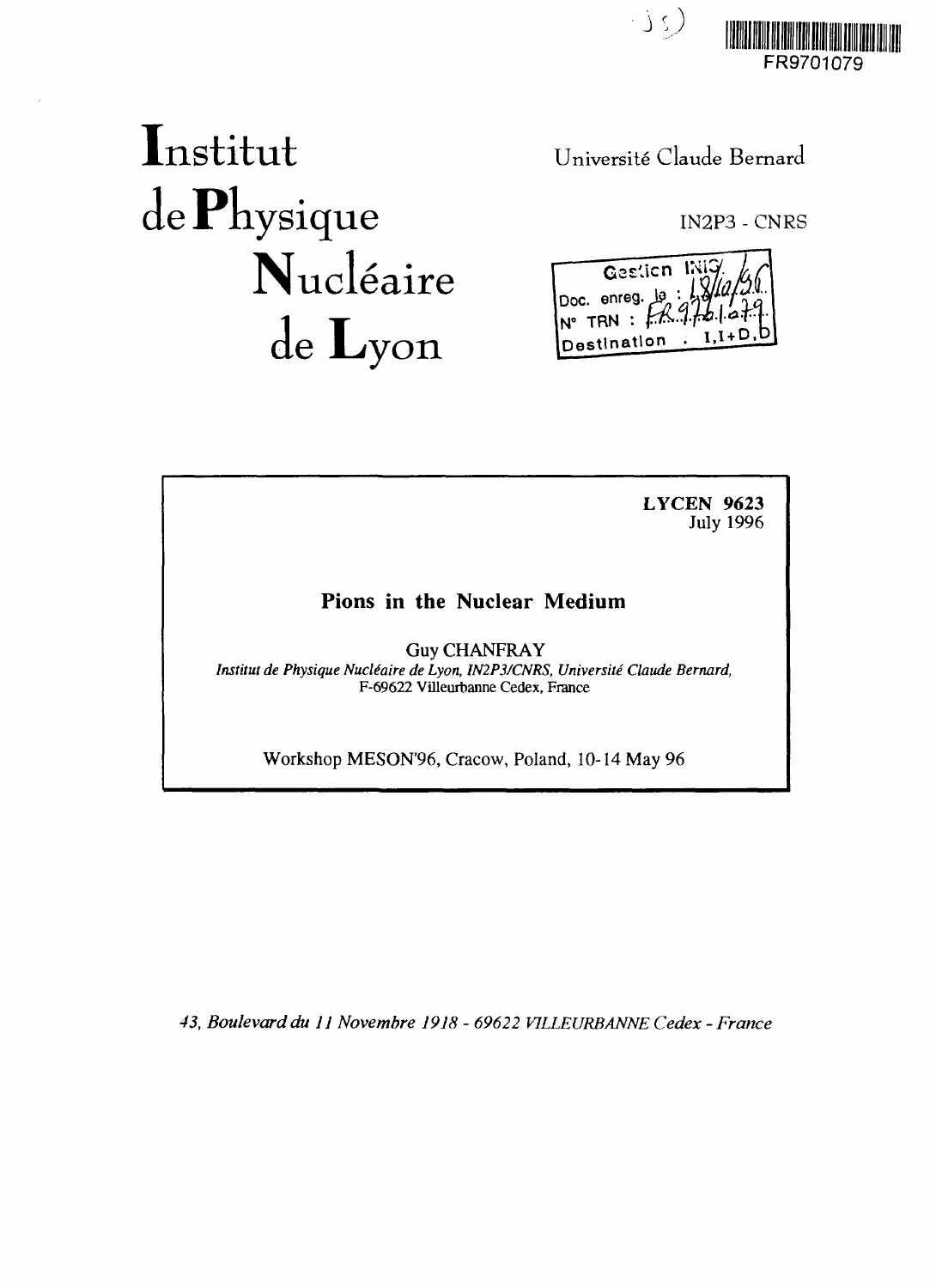FR9701079

# Institut de Physique Nucléaire de Lyon

Université Claude Bernard

IN2P3 - CNRS

Gestion INIS
Doc. enreg. le : 18/10/96
N° TRN : FR9701079
Destination : I,I+D,D

**LYCEN 9623**
July 1996

## Pions in the Nuclear Medium

Guy CHANFRAY

*Institut de Physique Nucléaire de Lyon, IN2P3/CNRS, Université Claude Bernard,*
F-69622 Villeurbanne Cedex, France

Workshop MESON'96, Cracow, Poland, 10-14 May 96

*43, Boulevard du 11 Novembre 1918 - 69622 VILLEURBANNE Cedex - France*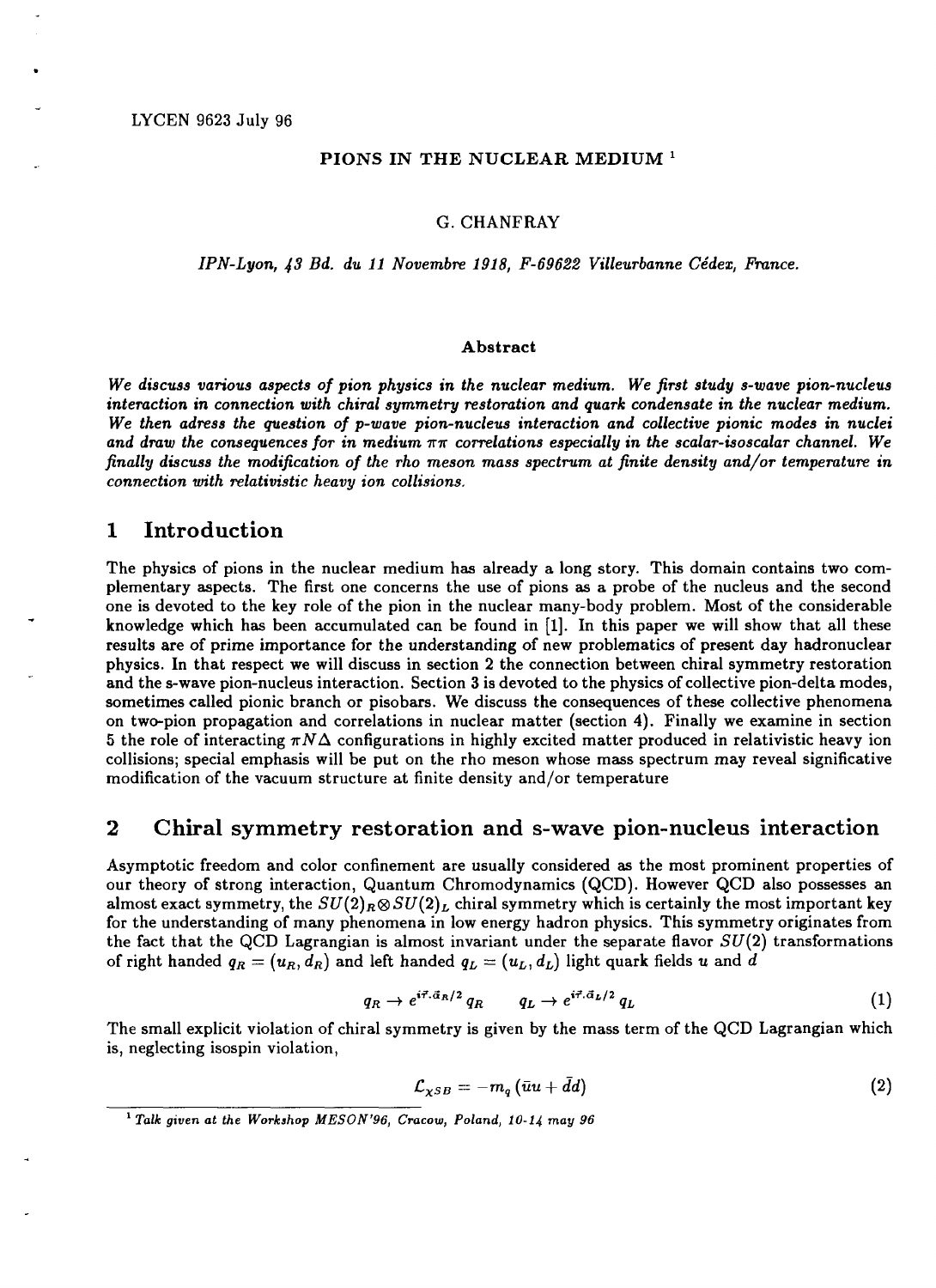LYCEN 9623 July 96

# PIONS IN THE NUCLEAR MEDIUM [1]

G. CHANFRAY

*IPN-Lyon, 43 Bd. du 11 Novembre 1918, F-69622 Villeurbanne Cédex, France.*

### Abstract

*We discuss various aspects of pion physics in the nuclear medium. We first study s-wave pion-nucleus interaction in connection with chiral symmetry restoration and quark condensate in the nuclear medium. We then adress the question of p-wave pion-nucleus interaction and collective pionic modes in nuclei and draw the consequences for in medium $\pi\pi$ correlations especially in the scalar-isoscalar channel. We finally discuss the modification of the rho meson mass spectrum at finite density and/or temperature in connection with relativistic heavy ion collisions.*

## 1 Introduction

The physics of pions in the nuclear medium has already a long story. This domain contains two complementary aspects. The first one concerns the use of pions as a probe of the nucleus and the second one is devoted to the key role of the pion in the nuclear many-body problem. Most of the considerable knowledge which has been accumulated can be found in [1]. In this paper we will show that all these results are of prime importance for the understanding of new problematics of present day hadronuclear physics. In that respect we will discuss in section 2 the connection between chiral symmetry restoration and the s-wave pion-nucleus interaction. Section 3 is devoted to the physics of collective pion-delta modes, sometimes called pionic branch or pisobars. We discuss the consequences of these collective phenomena on two-pion propagation and correlations in nuclear matter (section 4). Finally we examine in section 5 the role of interacting $\pi N\Delta$ configurations in highly excited matter produced in relativistic heavy ion collisions; special emphasis will be put on the rho meson whose mass spectrum may reveal significative modification of the vacuum structure at finite density and/or temperature

## 2 Chiral symmetry restoration and s-wave pion-nucleus interaction

Asymptotic freedom and color confinement are usually considered as the most prominent properties of our theory of strong interaction, Quantum Chromodynamics (QCD). However QCD also possesses an almost exact symmetry, the $SU(2)_R \otimes SU(2)_L$ chiral symmetry which is certainly the most important key for the understanding of many phenomena in low energy hadron physics. This symmetry originates from the fact that the QCD Lagrangian is almost invariant under the separate flavor $SU(2)$ transformations of right handed $q_R = (u_R, d_R)$ and left handed $q_L = (u_L, d_L)$ light quark fields $u$ and $d$

$$q_R \rightarrow e^{i\vec{\tau}.\vec{\alpha}_R/2}\, q_R \qquad q_L \rightarrow e^{i\vec{\tau}.\vec{\alpha}_L/2}\, q_L \tag{1}$$

The small explicit violation of chiral symmetry is given by the mass term of the QCD Lagrangian which is, neglecting isospin violation,

$$\mathcal{L}_{\chi SB} = -m_q\,(\bar{u}u + \bar{d}d) \tag{2}$$

[1] *Talk given at the Workshop MESON'96, Cracow, Poland, 10-14 may 96*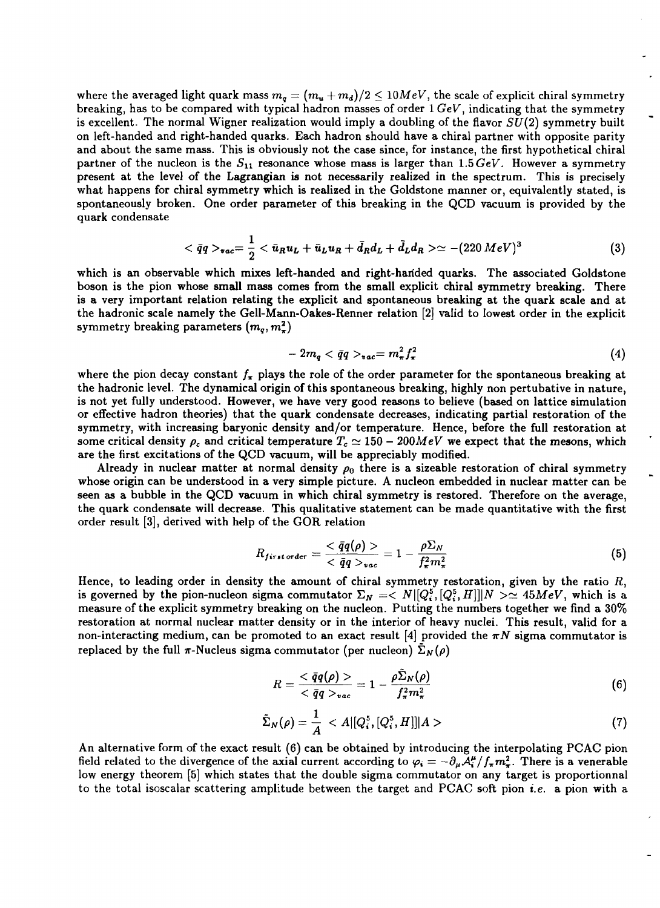where the averaged light quark mass $m_q = (m_u + m_d)/2 \leq 10 MeV$, the scale of explicit chiral symmetry breaking, has to be compared with typical hadron masses of order $1\,GeV$, indicating that the symmetry is excellent. The normal Wigner realization would imply a doubling of the flavor $SU(2)$ symmetry built on left-handed and right-handed quarks. Each hadron should have a chiral partner with opposite parity and about the same mass. This is obviously not the case since, for instance, the first hypothetical chiral partner of the nucleon is the $S_{11}$ resonance whose mass is larger than $1.5\,GeV$. However a symmetry present at the level of the Lagrangian is not necessarily realized in the spectrum. This is precisely what happens for chiral symmetry which is realized in the Goldstone manner or, equivalently stated, is spontaneously broken. One order parameter of this breaking in the QCD vacuum is provided by the quark condensate

$$< \bar{q}q >_{vac} = \frac{1}{2} < \bar{u}_R u_L + \bar{u}_L u_R + \bar{d}_R d_L + \bar{d}_L d_R > \simeq -(220\,MeV)^3 \tag{3}$$

which is an observable which mixes left-handed and right-handed quarks. The associated Goldstone boson is the pion whose small mass comes from the small explicit chiral symmetry breaking. There is a very important relation relating the explicit and spontaneous breaking at the quark scale and at the hadronic scale namely the Gell-Mann-Oakes-Renner relation [2] valid to lowest order in the explicit symmetry breaking parameters $(m_q, m_\pi^2)$

$$-2m_q < \bar{q}q >_{vac} = m_\pi^2 f_\pi^2 \tag{4}$$

where the pion decay constant $f_\pi$ plays the role of the order parameter for the spontaneous breaking at the hadronic level. The dynamical origin of this spontaneous breaking, highly non pertubative in nature, is not yet fully understood. However, we have very good reasons to believe (based on lattice simulation or effective hadron theories) that the quark condensate decreases, indicating partial restoration of the symmetry, with increasing baryonic density and/or temperature. Hence, before the full restoration at some critical density $\rho_c$ and critical temperature $T_c \simeq 150 - 200 MeV$ we expect that the mesons, which are the first excitations of the QCD vacuum, will be appreciably modified.

Already in nuclear matter at normal density $\rho_0$ there is a sizeable restoration of chiral symmetry whose origin can be understood in a very simple picture. A nucleon embedded in nuclear matter can be seen as a bubble in the QCD vacuum in which chiral symmetry is restored. Therefore on the average, the quark condensate will decrease. This qualitative statement can be made quantitative with the first order result [3], derived with help of the GOR relation

$$R_{first\,order} = \frac{< \bar{q}q(\rho) >}{< \bar{q}q >_{vac}} = 1 - \frac{\rho \Sigma_N}{f_\pi^2 m_\pi^2} \tag{5}$$

Hence, to leading order in density the amount of chiral symmetry restoration, given by the ratio $R$, is governed by the pion-nucleon sigma commutator $\Sigma_N = < N|[Q_i^5,[Q_i^5,H]]|N > \simeq 45 MeV$, which is a measure of the explicit symmetry breaking on the nucleon. Putting the numbers together we find a 30% restoration at normal nuclear matter density or in the interior of heavy nuclei. This result, valid for a non-interacting medium, can be promoted to an exact result [4] provided the $\pi N$ sigma commutator is replaced by the full $\pi$-Nucleus sigma commutator (per nucleon) $\tilde{\Sigma}_N(\rho)$

$$R = \frac{< \bar{q}q(\rho) >}{< \bar{q}q >_{vac}} = 1 - \frac{\rho \tilde{\Sigma}_N(\rho)}{f_\pi^2 m_\pi^2} \tag{6}$$

$$\tilde{\Sigma}_N(\rho) = \frac{1}{A} < A|[Q_i^5,[Q_i^5,H]]|A > \tag{7}$$

An alternative form of the exact result (6) can be obtained by introducing the interpolating PCAC pion field related to the divergence of the axial current according to $\varphi_i = -\partial_\mu \mathcal{A}_i^\mu / f_\pi m_\pi^2$. There is a venerable low energy theorem [5] which states that the double sigma commutator on any target is proportionnal to the total isoscalar scattering amplitude between the target and PCAC soft pion *i.e.* a pion with a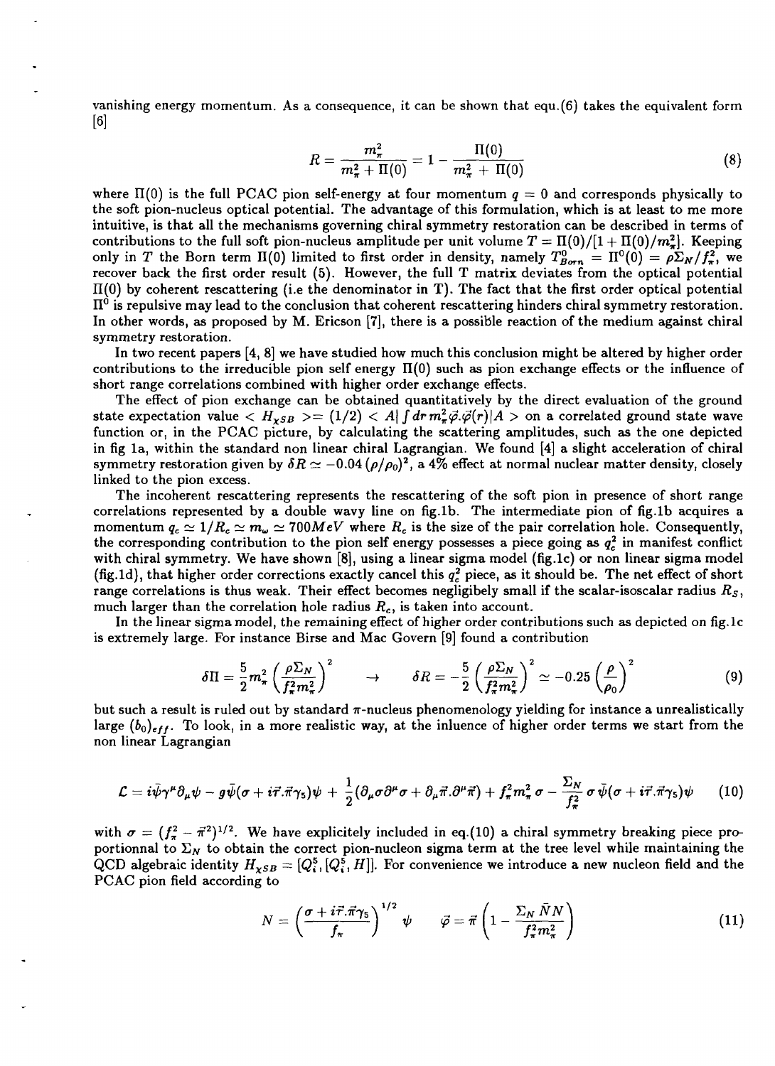vanishing energy momentum. As a consequence, it can be shown that equ.(6) takes the equivalent form [6]

$$R = \frac{m_\pi^2}{m_\pi^2 + \Pi(0)} = 1 - \frac{\Pi(0)}{m_\pi^2 + \Pi(0)} \tag{8}$$

where $\Pi(0)$ is the full PCAC pion self-energy at four momentum $q = 0$ and corresponds physically to the soft pion-nucleus optical potential. The advantage of this formulation, which is at least to me more intuitive, is that all the mechanisms governing chiral symmetry restoration can be described in terms of contributions to the full soft pion-nucleus amplitude per unit volume $T = \Pi(0)/[1 + \Pi(0)/m_\pi^2]$. Keeping only in $T$ the Born term $\Pi(0)$ limited to first order in density, namely $T^0_{Born} = \Pi^0(0) = \rho\Sigma_N/f_\pi^2$, we recover back the first order result (5). However, the full T matrix deviates from the optical potential $\Pi(0)$ by coherent rescattering (i.e the denominator in T). The fact that the first order optical potential $\Pi^0$ is repulsive may lead to the conclusion that coherent rescattering hinders chiral symmetry restoration. In other words, as proposed by M. Ericson [7], there is a possible reaction of the medium against chiral symmetry restoration.

In two recent papers [4, 8] we have studied how much this conclusion might be altered by higher order contributions to the irreducible pion self energy $\Pi(0)$ such as pion exchange effects or the influence of short range correlations combined with higher order exchange effects.

The effect of pion exchange can be obtained quantitatively by the direct evaluation of the ground state expectation value $< H_{\chi SB} >= (1/2) < A| \int dr\, m_\pi^2 \vec{\varphi}.\vec{\varphi}(r)|A >$ on a correlated ground state wave function or, in the PCAC picture, by calculating the scattering amplitudes, such as the one depicted in fig 1a, within the standard non linear chiral Lagrangian. We found [4] a slight acceleration of chiral symmetry restoration given by $\delta R \simeq -0.04\,(\rho/\rho_0)^2$, a 4% effect at normal nuclear matter density, closely linked to the pion excess.

The incoherent rescattering represents the rescattering of the soft pion in presence of short range correlations represented by a double wavy line on fig.1b. The intermediate pion of fig.1b acquires a momentum $q_c \simeq 1/R_c \simeq m_\omega \simeq 700MeV$ where $R_c$ is the size of the pair correlation hole. Consequently, the corresponding contribution to the pion self energy possesses a piece going as $q_c^2$ in manifest conflict with chiral symmetry. We have shown [8], using a linear sigma model (fig.1c) or non linear sigma model (fig.1d), that higher order corrections exactly cancel this $q_c^2$ piece, as it should be. The net effect of short range correlations is thus weak. Their effect becomes negligibely small if the scalar-isoscalar radius $R_S$, much larger than the correlation hole radius $R_c$, is taken into account.

In the linear sigma model, the remaining effect of higher order contributions such as depicted on fig.1c is extremely large. For instance Birse and Mac Govern [9] found a contribution

$$\delta\Pi = \frac{5}{2} m_\pi^2 \left(\frac{\rho\Sigma_N}{f_\pi^2 m_\pi^2}\right)^2 \qquad \rightarrow \qquad \delta R = -\frac{5}{2}\left(\frac{\rho\Sigma_N}{f_\pi^2 m_\pi^2}\right)^2 \simeq -0.25\left(\frac{\rho}{\rho_0}\right)^2 \tag{9}$$

but such a result is ruled out by standard $\pi$-nucleus phenomenology yielding for instance a unrealistically large $(b_0)_{eff}$. To look, in a more realistic way, at the inluence of higher order terms we start from the non linear Lagrangian

$$\mathcal{L} = i\bar{\psi}\gamma^\mu\partial_\mu\psi - g\bar{\psi}(\sigma + i\vec{\tau}.\vec{\pi}\gamma_5)\psi + \frac{1}{2}(\partial_\mu\sigma\partial^\mu\sigma + \partial_\mu\vec{\pi}.\partial^\mu\vec{\pi}) + f_\pi^2 m_\pi^2\,\sigma - \frac{\Sigma_N}{f_\pi^2}\,\sigma\,\bar{\psi}(\sigma + i\vec{\tau}.\vec{\pi}\gamma_5)\psi \tag{10}$$

with $\sigma = (f_\pi^2 - \vec{\pi}^2)^{1/2}$. We have explicitely included in eq.(10) a chiral symmetry breaking piece proportionnal to $\Sigma_N$ to obtain the correct pion-nucleon sigma term at the tree level while maintaining the QCD algebraic identity $H_{\chi SB} = [Q_i^5, [Q_i^5, H]]$. For convenience we introduce a new nucleon field and the PCAC pion field according to

$$N = \left(\frac{\sigma + i\vec{\tau}.\vec{\pi}\gamma_5}{f_\pi}\right)^{1/2}\psi \qquad \vec{\varphi} = \vec{\pi}\left(1 - \frac{\Sigma_N\,\bar{N}N}{f_\pi^2 m_\pi^2}\right) \tag{11}$$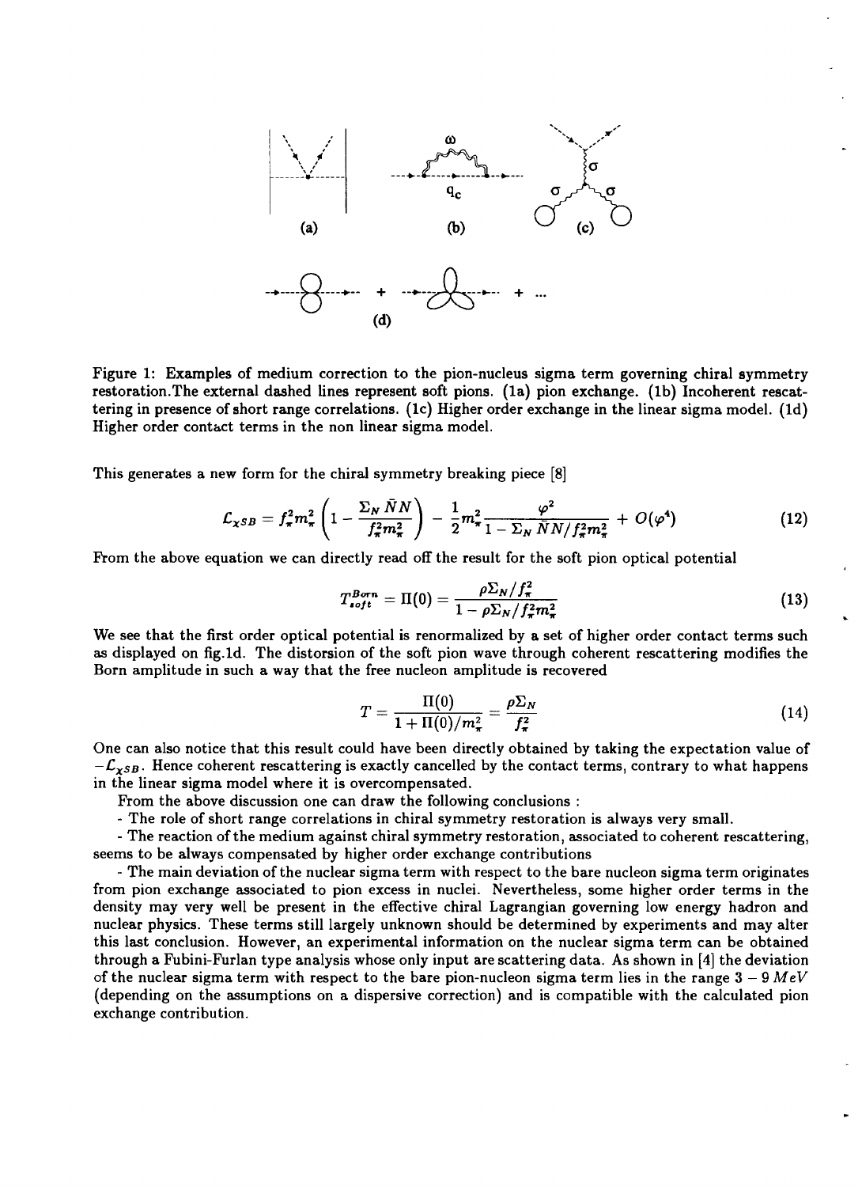Figure 1: Examples of medium correction to the pion-nucleus sigma term governing chiral symmetry restoration.The external dashed lines represent soft pions. (1a) pion exchange. (1b) Incoherent rescattering in presence of short range correlations. (1c) Higher order exchange in the linear sigma model. (1d) Higher order contact terms in the non linear sigma model.

This generates a new form for the chiral symmetry breaking piece [8]

$$\mathcal{L}_{\chi SB} = f_\pi^2 m_\pi^2 \left(1 - \frac{\Sigma_N \bar{N}N}{f_\pi^2 m_\pi^2}\right) - \frac{1}{2} m_\pi^2 \frac{\varphi^2}{1 - \Sigma_N \bar{N}N/f_\pi^2 m_\pi^2} + O(\varphi^4) \tag{12}$$

From the above equation we can directly read off the result for the soft pion optical potential

$$T_{soft}^{Born} = \Pi(0) = \frac{\rho \Sigma_N / f_\pi^2}{1 - \rho \Sigma_N / f_\pi^2 m_\pi^2} \tag{13}$$

We see that the first order optical potential is renormalized by a set of higher order contact terms such as displayed on fig.1d. The distorsion of the soft pion wave through coherent rescattering modifies the Born amplitude in such a way that the free nucleon amplitude is recovered

$$T = \frac{\Pi(0)}{1 + \Pi(0)/m_\pi^2} = \frac{\rho \Sigma_N}{f_\pi^2} \tag{14}$$

One can also notice that this result could have been directly obtained by taking the expectation value of $-\mathcal{L}_{\chi SB}$. Hence coherent rescattering is exactly cancelled by the contact terms, contrary to what happens in the linear sigma model where it is overcompensated.

From the above discussion one can draw the following conclusions :

- The role of short range correlations in chiral symmetry restoration is always very small.

- The reaction of the medium against chiral symmetry restoration, associated to coherent rescattering, seems to be always compensated by higher order exchange contributions

- The main deviation of the nuclear sigma term with respect to the bare nucleon sigma term originates from pion exchange associated to pion excess in nuclei. Nevertheless, some higher order terms in the density may very well be present in the effective chiral Lagrangian governing low energy hadron and nuclear physics. These terms still largely unknown should be determined by experiments and may alter this last conclusion. However, an experimental information on the nuclear sigma term can be obtained through a Fubini-Furlan type analysis whose only input are scattering data. As shown in [4] the deviation of the nuclear sigma term with respect to the bare pion-nucleon sigma term lies in the range $3 - 9\,MeV$ (depending on the assumptions on a dispersive correction) and is compatible with the calculated pion exchange contribution.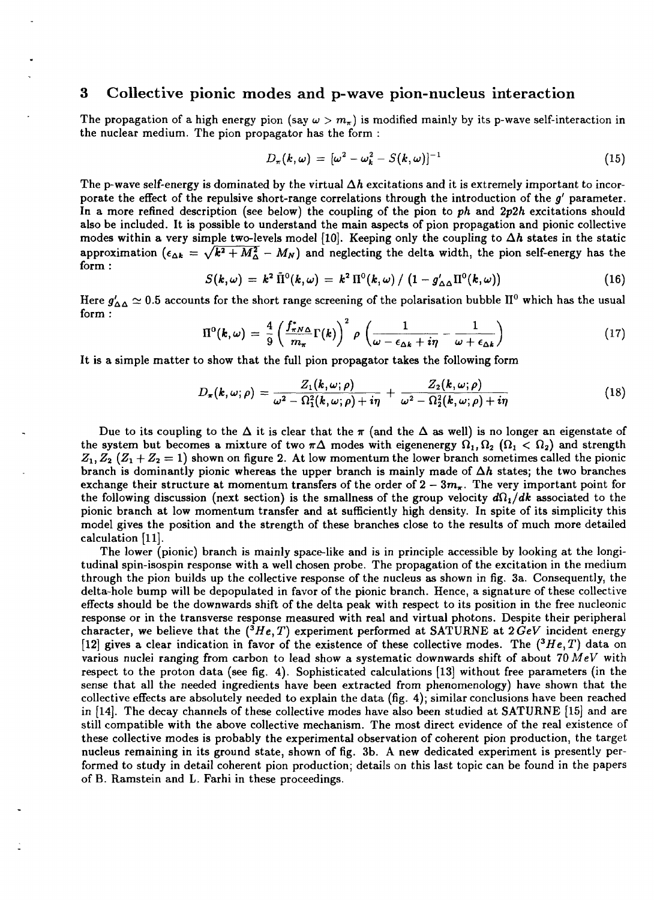## 3 Collective pionic modes and p-wave pion-nucleus interaction

The propagation of a high energy pion (say $\omega > m_\pi$) is modified mainly by its p-wave self-interaction in the nuclear medium. The pion propagator has the form :

$$D_\pi(k,\omega) = [\omega^2 - \omega_k^2 - S(k,\omega)]^{-1} \tag{15}$$

The p-wave self-energy is dominated by the virtual $\Delta h$ excitations and it is extremely important to incorporate the effect of the repulsive short-range correlations through the introduction of the $g'$ parameter. In a more refined description (see below) the coupling of the pion to $ph$ and $2p2h$ excitations should also be included. It is possible to understand the main aspects of pion propagation and pionic collective modes within a very simple two-levels model [10]. Keeping only the coupling to $\Delta h$ states in the static approximation ($\epsilon_{\Delta k} = \sqrt{k^2 + M_\Delta^2} - M_N$) and neglecting the delta width, the pion self-energy has the form :

$$S(k,\omega) = k^2\, \tilde{\Pi}^0(k,\omega) = k^2\, \Pi^0(k,\omega) \,/\, (1 - g'_{\Delta\Delta}\Pi^0(k,\omega)) \tag{16}$$

Here $g'_{\Delta\Delta} \simeq 0.5$ accounts for the short range screening of the polarisation bubble $\Pi^0$ which has the usual form :

$$\Pi^0(k,\omega) = \frac{4}{9}\left(\frac{f^*_{\pi N\Delta}}{m_\pi}\Gamma(k)\right)^2 \rho \left(\frac{1}{\omega - \epsilon_{\Delta k} + i\eta} - \frac{1}{\omega + \epsilon_{\Delta k}}\right) \tag{17}$$

It is a simple matter to show that the full pion propagator takes the following form

$$D_\pi(k,\omega;\rho) = \frac{Z_1(k,\omega;\rho)}{\omega^2 - \Omega_1^2(k,\omega;\rho) + i\eta} + \frac{Z_2(k,\omega;\rho)}{\omega^2 - \Omega_2^2(k,\omega;\rho) + i\eta} \tag{18}$$

Due to its coupling to the $\Delta$ it is clear that the $\pi$ (and the $\Delta$ as well) is no longer an eigenstate of the system but becomes a mixture of two $\pi\Delta$ modes with eigenenergy $\Omega_1, \Omega_2$ ($\Omega_1 < \Omega_2$) and strength $Z_1, Z_2$ ($Z_1 + Z_2 = 1$) shown on figure 2. At low momentum the lower branch sometimes called the pionic branch is dominantly pionic whereas the upper branch is mainly made of $\Delta h$ states; the two branches exchange their structure at momentum transfers of the order of $2 - 3m_\pi$. The very important point for the following discussion (next section) is the smallness of the group velocity $d\Omega_1/dk$ associated to the pionic branch at low momentum transfer and at sufficiently high density. In spite of its simplicity this model gives the position and the strength of these branches close to the results of much more detailed calculation [11].

The lower (pionic) branch is mainly space-like and is in principle accessible by looking at the longitudinal spin-isospin response with a well chosen probe. The propagation of the excitation in the medium through the pion builds up the collective response of the nucleus as shown in fig. 3a. Consequently, the delta-hole bump will be depopulated in favor of the pionic branch. Hence, a signature of these collective effects should be the downwards shift of the delta peak with respect to its position in the free nucleonic response or in the transverse response measured with real and virtual photons. Despite their peripheral character, we believe that the ($^3He, T$) experiment performed at SATURNE at $2\,GeV$ incident energy [12] gives a clear indication in favor of the existence of these collective modes. The ($^3He, T$) data on various nuclei ranging from carbon to lead show a systematic downwards shift of about $70\,MeV$ with respect to the proton data (see fig. 4). Sophisticated calculations [13] without free parameters (in the sense that all the needed ingredients have been extracted from phenomenology) have shown that the collective effects are absolutely needed to explain the data (fig. 4); similar conclusions have been reached in [14]. The decay channels of these collective modes have also been studied at SATURNE [15] and are still compatible with the above collective mechanism. The most direct evidence of the real existence of these collective modes is probably the experimental observation of coherent pion production, the target nucleus remaining in its ground state, shown of fig. 3b. A new dedicated experiment is presently performed to study in detail coherent pion production; details on this last topic can be found in the papers of B. Ramstein and L. Farhi in these proceedings.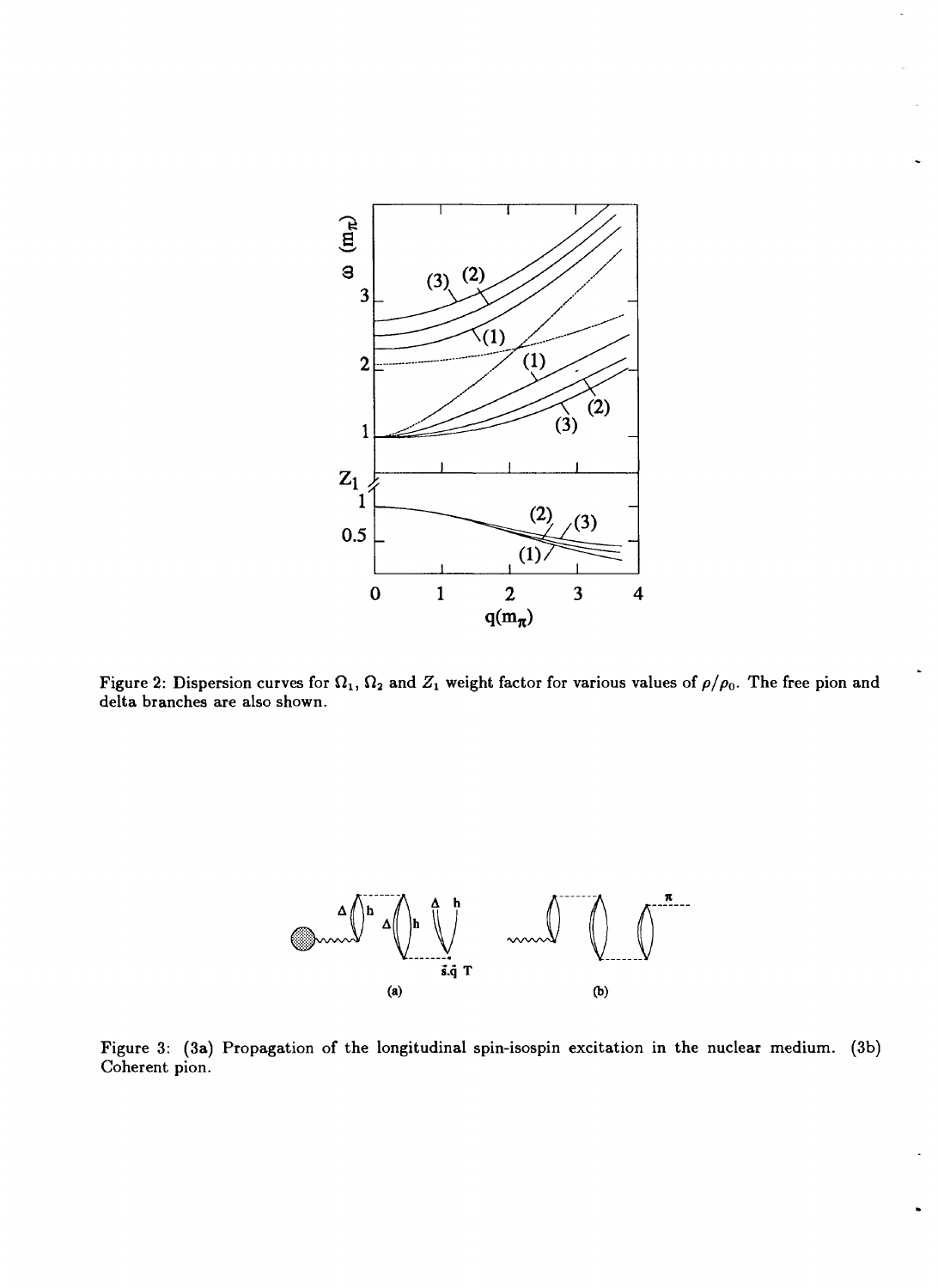Figure 2: Dispersion curves for $\Omega_1$, $\Omega_2$ and $Z_1$ weight factor for various values of $\rho/\rho_0$. The free pion and delta branches are also shown.

Figure 3: (3a) Propagation of the longitudinal spin-isospin excitation in the nuclear medium. (3b) Coherent pion.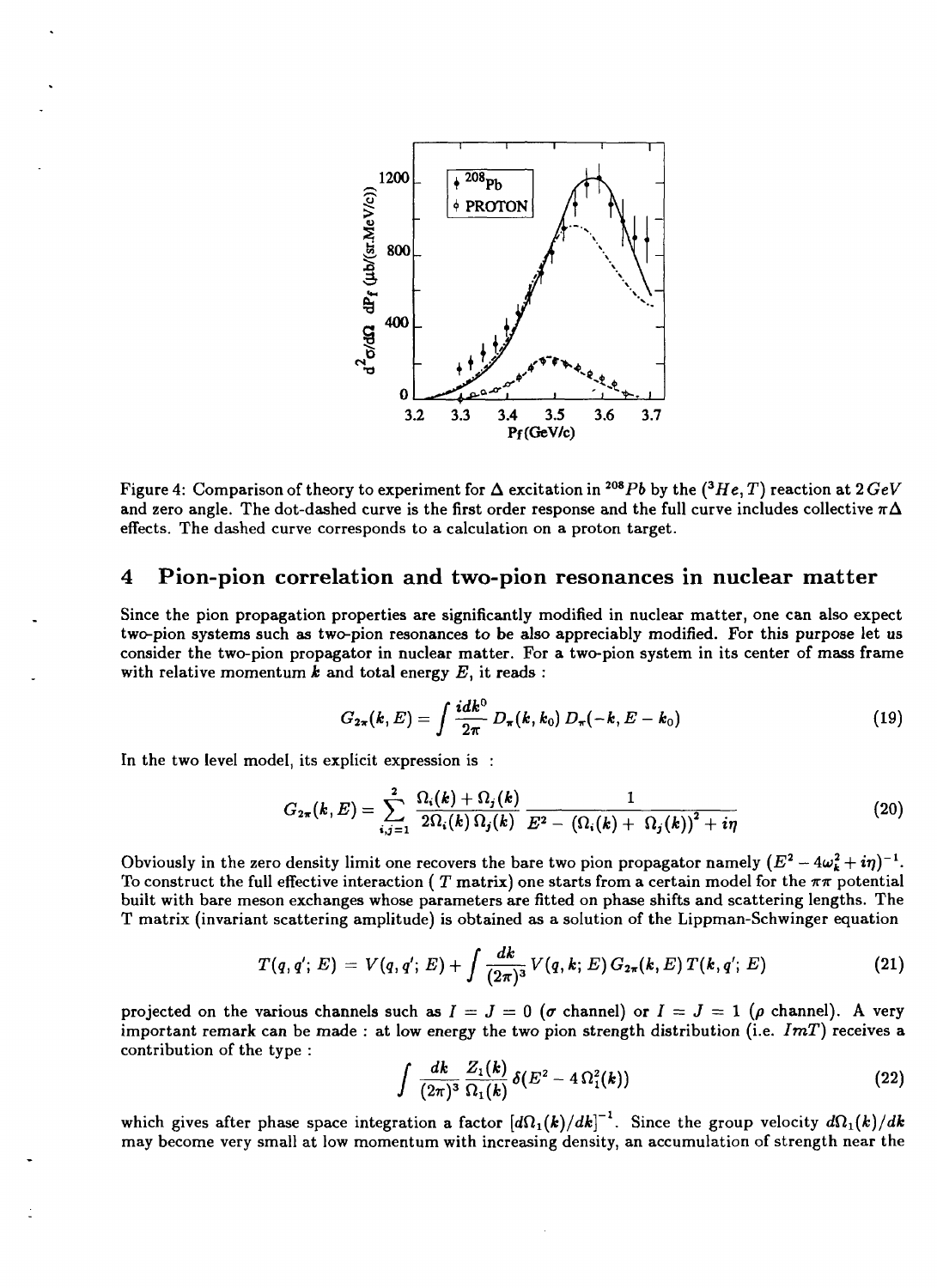Figure 4: Comparison of theory to experiment for $\Delta$ excitation in $^{208}Pb$ by the $(^3He, T)$ reaction at $2\,GeV$ and zero angle. The dot-dashed curve is the first order response and the full curve includes collective $\pi\Delta$ effects. The dashed curve corresponds to a calculation on a proton target.

## 4 Pion-pion correlation and two-pion resonances in nuclear matter

Since the pion propagation properties are significantly modified in nuclear matter, one can also expect two-pion systems such as two-pion resonances to be also appreciably modified. For this purpose let us consider the two-pion propagator in nuclear matter. For a two-pion system in its center of mass frame with relative momentum $k$ and total energy $E$, it reads :

$$G_{2\pi}(k, E) = \int \frac{i dk^0}{2\pi} D_\pi(k, k_0)\, D_\pi(-k, E - k_0) \tag{19}$$

In the two level model, its explicit expression is :

$$G_{2\pi}(k, E) = \sum_{i,j=1}^{2} \frac{\Omega_i(k) + \Omega_j(k)}{2\Omega_i(k)\, \Omega_j(k)} \frac{1}{E^2 - (\Omega_i(k) + \Omega_j(k))^2 + i\eta} \tag{20}$$

Obviously in the zero density limit one recovers the bare two pion propagator namely $(E^2 - 4\omega_k^2 + i\eta)^{-1}$. To construct the full effective interaction ( $T$ matrix) one starts from a certain model for the $\pi\pi$ potential built with bare meson exchanges whose parameters are fitted on phase shifts and scattering lengths. The T matrix (invariant scattering amplitude) is obtained as a solution of the Lippman-Schwinger equation

$$T(q, q';\, E) = V(q, q';\, E) + \int \frac{dk}{(2\pi)^3} V(q, k;\, E)\, G_{2\pi}(k, E)\, T(k, q';\, E) \tag{21}$$

projected on the various channels such as $I = J = 0$ ($\sigma$ channel) or $I = J = 1$ ($\rho$ channel). A very important remark can be made : at low energy the two pion strength distribution (i.e. $Im T$) receives a contribution of the type :

$$\int \frac{dk}{(2\pi)^3} \frac{Z_1(k)}{\Omega_1(k)} \delta(E^2 - 4\,\Omega_1^2(k)) \tag{22}$$

which gives after phase space integration a factor $[d\Omega_1(k)/dk]^{-1}$. Since the group velocity $d\Omega_1(k)/dk$ may become very small at low momentum with increasing density, an accumulation of strength near the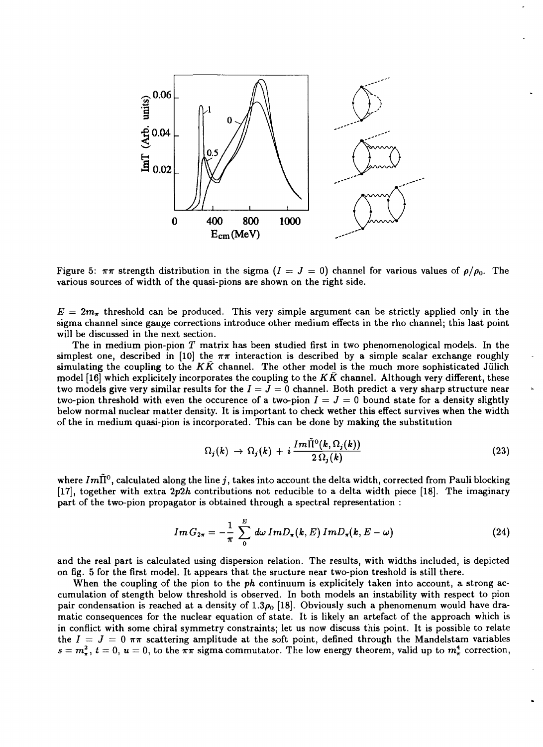Figure 5: $\pi\pi$ strength distribution in the sigma ($I = J = 0$) channel for various values of $\rho/\rho_0$. The various sources of width of the quasi-pions are shown on the right side.

$E = 2m_\pi$ threshold can be produced. This very simple argument can be strictly applied only in the sigma channel since gauge corrections introduce other medium effects in the rho channel; this last point will be discussed in the next section.

The in medium pion-pion $T$ matrix has been studied first in two phenomenological models. In the simplest one, described in [10] the $\pi\pi$ interaction is described by a simple scalar exchange roughly simulating the coupling to the $K\bar{K}$ channel. The other model is the much more sophisticated Jülich model [16] which explicitely incorporates the coupling to the $K\bar{K}$ channel. Although very different, these two models give very similar results for the $I = J = 0$ channel. Both predict a very sharp structure near two-pion threshold with even the occurence of a two-pion $I = J = 0$ bound state for a density slightly below normal nuclear matter density. It is important to check wether this effect survives when the width of the in medium quasi-pion is incorporated. This can be done by making the substitution

$$\Omega_j(k) \rightarrow \Omega_j(k) + i\,\frac{Im\tilde{\Pi}^0(k,\Omega_j(k))}{2\,\Omega_j(k)} \tag{23}$$

where $Im\tilde{\Pi}^0$, calculated along the line $j$, takes into account the delta width, corrected from Pauli blocking [17], together with extra $2p2h$ contributions not reducible to a delta width piece [18]. The imaginary part of the two-pion propagator is obtained through a spectral representation :

$$Im\,G_{2\pi} = -\frac{1}{\pi}\sum_{0}^{E} d\omega\, ImD_\pi(k,E)\, ImD_\pi(k,E-\omega) \tag{24}$$

and the real part is calculated using dispersion relation. The results, with widths included, is depicted on fig. 5 for the first model. It appears that the sructure near two-pion treshold is still there.

When the coupling of the pion to the $ph$ continuum is explicitely taken into account, a strong accumulation of stength below threshold is observed. In both models an instability with respect to pion pair condensation is reached at a density of $1.3\rho_0$ [18]. Obviously such a phenomenum would have dramatic consequences for the nuclear equation of state. It is likely an artefact of the approach which is in conflict with some chiral symmetry constraints; let us now discuss this point. It is possible to relate the $I = J = 0$ $\pi\pi$ scattering amplitude at the soft point, defined through the Mandelstam variables $s = m_\pi^2$, $t = 0$, $u = 0$, to the $\pi\pi$ sigma commutator. The low energy theorem, valid up to $m_\pi^4$ correction,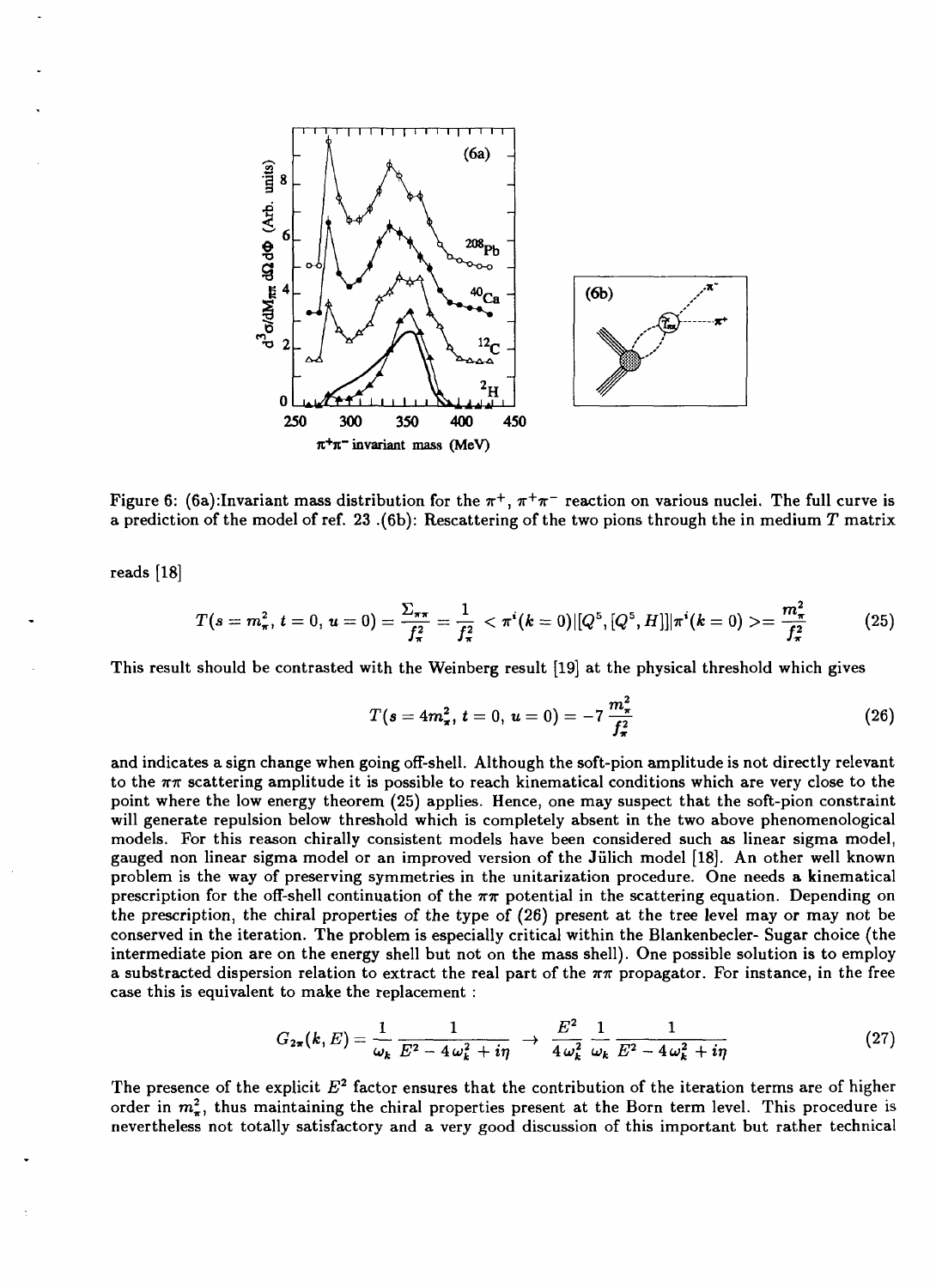Figure 6: (6a):Invariant mass distribution for the $\pi^+$, $\pi^+\pi^-$ reaction on various nuclei. The full curve is a prediction of the model of ref. 23 .(6b): Rescattering of the two pions through the in medium $T$ matrix

reads [18]

$$T(s = m_\pi^2, t = 0, u = 0) = \frac{\Sigma_{\pi\pi}}{f_\pi^2} = \frac{1}{f_\pi^2} < \pi^i(k = 0)|[Q^5, [Q^5, H]]|\pi^i(k = 0) >= \frac{m_\pi^2}{f_\pi^2} \tag{25}$$

This result should be contrasted with the Weinberg result [19] at the physical threshold which gives

$$T(s = 4m_\pi^2, t = 0, u = 0) = -7\,\frac{m_\pi^2}{f_\pi^2} \tag{26}$$

and indicates a sign change when going off-shell. Although the soft-pion amplitude is not directly relevant to the $\pi\pi$ scattering amplitude it is possible to reach kinematical conditions which are very close to the point where the low energy theorem (25) applies. Hence, one may suspect that the soft-pion constraint will generate repulsion below threshold which is completely absent in the two above phenomenological models. For this reason chirally consistent models have been considered such as linear sigma model, gauged non linear sigma model or an improved version of the Jülich model [18]. An other well known problem is the way of preserving symmetries in the unitarization procedure. One needs a kinematical prescription for the off-shell continuation of the $\pi\pi$ potential in the scattering equation. Depending on the prescription, the chiral properties of the type of (26) present at the tree level may or may not be conserved in the iteration. The problem is especially critical within the Blankenbecler- Sugar choice (the intermediate pion are on the energy shell but not on the mass shell). One possible solution is to employ a substracted dispersion relation to extract the real part of the $\pi\pi$ propagator. For instance, in the free case this is equivalent to make the replacement :

$$G_{2\pi}(k, E) = \frac{1}{\omega_k}\,\frac{1}{E^2 - 4\,\omega_k^2 + i\eta} \;\rightarrow\; \frac{E^2}{4\,\omega_k^2}\,\frac{1}{\omega_k}\,\frac{1}{E^2 - 4\,\omega_k^2 + i\eta} \tag{27}$$

The presence of the explicit $E^2$ factor ensures that the contribution of the iteration terms are of higher order in $m_\pi^2$, thus maintaining the chiral properties present at the Born term level. This procedure is nevertheless not totally satisfactory and a very good discussion of this important but rather technical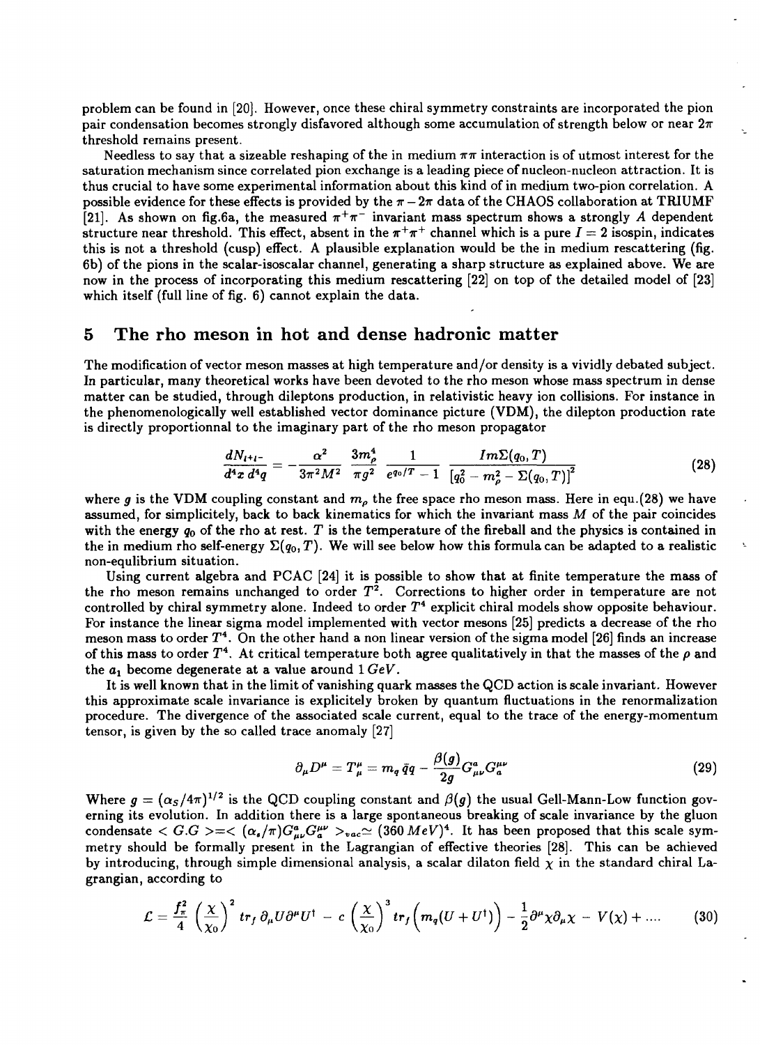problem can be found in [20]. However, once these chiral symmetry constraints are incorporated the pion pair condensation becomes strongly disfavored although some accumulation of strength below or near $2\pi$ threshold remains present.

Needless to say that a sizeable reshaping of the in medium $\pi\pi$ interaction is of utmost interest for the saturation mechanism since correlated pion exchange is a leading piece of nucleon-nucleon attraction. It is thus crucial to have some experimental information about this kind of in medium two-pion correlation. A possible evidence for these effects is provided by the $\pi - 2\pi$ data of the CHAOS collaboration at TRIUMF [21]. As shown on fig.6a, the measured $\pi^+\pi^-$ invariant mass spectrum shows a strongly $A$ dependent structure near threshold. This effect, absent in the $\pi^+\pi^+$ channel which is a pure $I = 2$ isospin, indicates this is not a threshold (cusp) effect. A plausible explanation would be the in medium rescattering (fig. 6b) of the pions in the scalar-isoscalar channel, generating a sharp structure as explained above. We are now in the process of incorporating this medium rescattering [22] on top of the detailed model of [23] which itself (full line of fig. 6) cannot explain the data.

# 5 The rho meson in hot and dense hadronic matter

The modification of vector meson masses at high temperature and/or density is a vividly debated subject. In particular, many theoretical works have been devoted to the rho meson whose mass spectrum in dense matter can be studied, through dileptons production, in relativistic heavy ion collisions. For instance in the phenomenologically well established vector dominance picture (VDM), the dilepton production rate is directly proportionnal to the imaginary part of the rho meson propagator

$$\frac{dN_{l^+l^-}}{d^4x\, d^4q} = -\frac{\alpha^2}{3\pi^2 M^2}\,\frac{3m_\rho^4}{\pi g^2}\,\frac{1}{e^{q_0/T}-1}\,\frac{Im\Sigma(q_0,T)}{\left[q_0^2 - m_\rho^2 - \Sigma(q_0,T)\right]^2} \tag{28}$$

where $g$ is the VDM coupling constant and $m_\rho$ the free space rho meson mass. Here in equ.(28) we have assumed, for simplicitely, back to back kinematics for which the invariant mass $M$ of the pair coincides with the energy $q_0$ of the rho at rest. $T$ is the temperature of the fireball and the physics is contained in the in medium rho self-energy $\Sigma(q_0, T)$. We will see below how this formula can be adapted to a realistic non-equlibrium situation.

Using current algebra and PCAC [24] it is possible to show that at finite temperature the mass of the rho meson remains unchanged to order $T^2$. Corrections to higher order in temperature are not controlled by chiral symmetry alone. Indeed to order $T^4$ explicit chiral models show opposite behaviour. For instance the linear sigma model implemented with vector mesons [25] predicts a decrease of the rho meson mass to order $T^4$. On the other hand a non linear version of the sigma model [26] finds an increase of this mass to order $T^4$. At critical temperature both agree qualitatively in that the masses of the $\rho$ and the $a_1$ become degenerate at a value around $1\,GeV$.

It is well known that in the limit of vanishing quark masses the QCD action is scale invariant. However this approximate scale invariance is explicitely broken by quantum fluctuations in the renormalization procedure. The divergence of the associated scale current, equal to the trace of the energy-momentum tensor, is given by the so called trace anomaly [27]

$$\partial_\mu D^\mu = T^\mu_\mu = m_q\,\bar{q}q - \frac{\beta(g)}{2g} G^a_{\mu\nu} G^{\mu\nu}_a \tag{29}$$

Where $g = (\alpha_S/4\pi)^{1/2}$ is the QCD coupling constant and $\beta(g)$ the usual Gell-Mann-Low function governing its evolution. In addition there is a large spontaneous breaking of scale invariance by the gluon condensate $< G.G > = < (\alpha_s/\pi) G^a_{\mu\nu} G^{\mu\nu}_a >_{vac} \simeq (360\,MeV)^4$. It has been proposed that this scale symmetry should be formally present in the Lagrangian of effective theories [28]. This can be achieved by introducing, through simple dimensional analysis, a scalar dilaton field $\chi$ in the standard chiral Lagrangian, according to

$$\mathcal{L} = \frac{f_\pi^2}{4}\left(\frac{\chi}{\chi_0}\right)^2 tr_f\,\partial_\mu U \partial^\mu U^\dagger \;-\; c\left(\frac{\chi}{\chi_0}\right)^3 tr_f\Big(m_q(U + U^\dagger)\Big) - \frac{1}{2}\partial^\mu\chi\partial_\mu\chi \;-\; V(\chi) + \ldots \tag{30}$$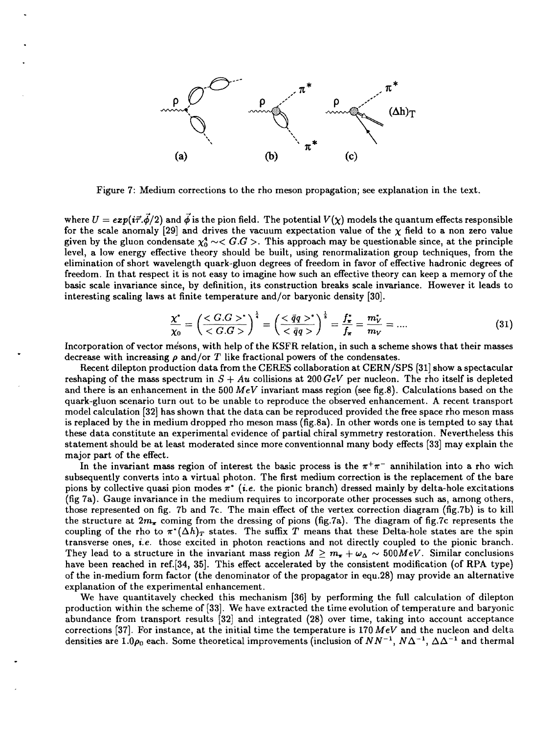Figure 7: Medium corrections to the rho meson propagation; see explanation in the text.

where $U = exp(i\vec{\tau}.\vec{\phi}/2)$ and $\vec{\phi}$ is the pion field. The potential $V(\chi)$ models the quantum effects responsible for the scale anomaly [29] and drives the vacuum expectation value of the $\chi$ field to a non zero value given by the gluon condensate $\chi_0^4 \sim < G.G >$. This approach may be questionable since, at the principle level, a low energy effective theory should be built, using renormalization group techniques, from the elimination of short wavelength quark-gluon degrees of freedom in favor of effective hadronic degrees of freedom. In that respect it is not easy to imagine how such an effective theory can keep a memory of the basic scale invariance since, by definition, its construction breaks scale invariance. However it leads to interesting scaling laws at finite temperature and/or baryonic density [30].

$$\frac{\chi^*}{\chi_0} = \left(\frac{< G.G >^*}{< G.G >}\right)^{\frac{1}{4}} = \left(\frac{< \bar{q}q >^*}{< \bar{q}q >}\right)^{\frac{1}{3}} = \frac{f_\pi^*}{f_\pi} = \frac{m_V^*}{m_V} = .... \tag{31}$$

Incorporation of vector mésons, with help of the KSFR relation, in such a scheme shows that their masses decrease with increasing $\rho$ and/or $T$ like fractional powers of the condensates.

Recent dilepton production data from the CERES collaboration at CERN/SPS [31] show a spectacular reshaping of the mass spectrum in $S + Au$ collisions at $200\,GeV$ per nucleon. The rho itself is depleted and there is an enhancement in the $500\,MeV$ invariant mass region (see fig.8). Calculations based on the quark-gluon scenario turn out to be unable to reproduce the observed enhancement. A recent transport model calculation [32] has shown that the data can be reproduced provided the free space rho meson mass is replaced by the in medium dropped rho meson mass (fig.8a). In other words one is tempted to say that these data constitute an experimental evidence of partial chiral symmetry restoration. Nevertheless this statement should be at least moderated since more conventionnal many body effects [33] may explain the major part of the effect.

In the invariant mass region of interest the basic process is the $\pi^+\pi^-$ annihilation into a rho wich subsequently converts into a virtual photon. The first medium correction is the replacement of the bare pions by collective quasi pion modes $\pi^*$ (*i.e.* the pionic branch) dressed mainly by delta-hole excitations (fig 7a). Gauge invariance in the medium requires to incorporate other processes such as, among others, those represented on fig. 7b and 7c. The main effect of the vertex correction diagram (fig.7b) is to kill the structure at $2m_\pi$ coming from the dressing of pions (fig.7a). The diagram of fig.7c represents the coupling of the rho to $\pi^*(\Delta h)_T$ states. The suffix $T$ means that these Delta-hole states are the spin transverse ones, *i.e.* those excited in photon reactions and not directly coupled to the pionic branch. They lead to a structure in the invariant mass region $M \geq m_\pi + \omega_\Delta \sim 500MeV$. Similar conclusions have been reached in ref.[34, 35]. This effect accelerated by the consistent modification (of RPA type) of the in-medium form factor (the denominator of the propagator in equ.28) may provide an alternative explanation of the experimental enhancement.

We have quantitavely checked this mechanism [36] by performing the full calculation of dilepton production within the scheme of [33]. We have extracted the time evolution of temperature and baryonic abundance from transport results [32] and integrated (28) over time, taking into account acceptance corrections [37]. For instance, at the initial time the temperature is $170\,MeV$ and the nucleon and delta densities are $1.0\rho_0$ each. Some theoretical improvements (inclusion of $NN^{-1}$, $N\Delta^{-1}$, $\Delta\Delta^{-1}$ and thermal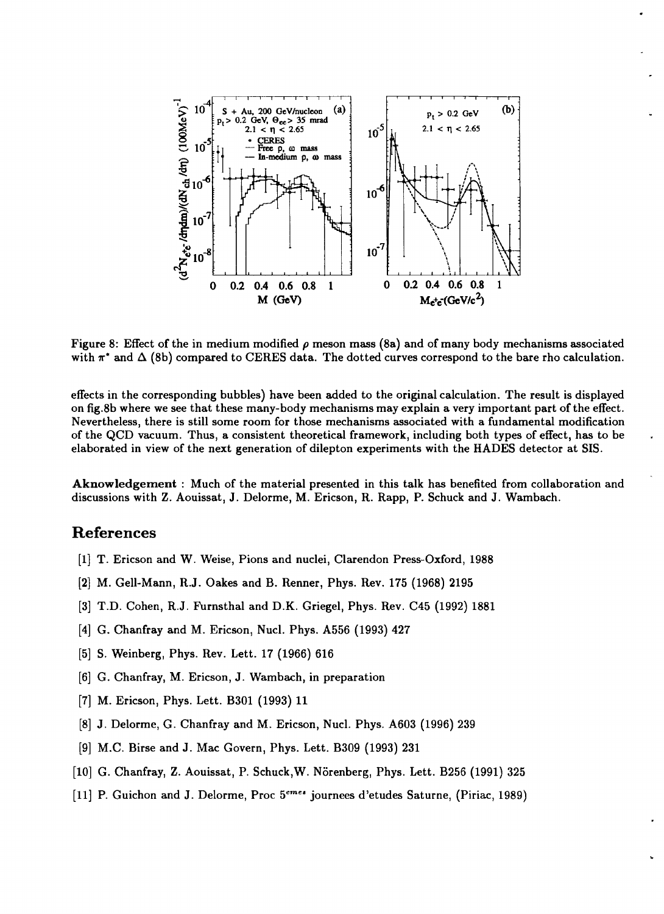Figure 8: Effect of the in medium modified $\rho$ meson mass (8a) and of many body mechanisms associated with $\pi^*$ and $\Delta$ (8b) compared to CERES data. The dotted curves correspond to the bare rho calculation.

effects in the corresponding bubbles) have been added to the original calculation. The result is displayed on fig.8b where we see that these many-body mechanisms may explain a very important part of the effect. Nevertheless, there is still some room for those mechanisms associated with a fundamental modification of the QCD vacuum. Thus, a consistent theoretical framework, including both types of effect, has to be elaborated in view of the next generation of dilepton experiments with the HADES detector at SIS.

**Aknowledgement** : Much of the material presented in this talk has benefited from collaboration and discussions with Z. Aouissat, J. Delorme, M. Ericson, R. Rapp, P. Schuck and J. Wambach.

## References

[1] T. Ericson and W. Weise, Pions and nuclei, Clarendon Press-Oxford, 1988

[2] M. Gell-Mann, R.J. Oakes and B. Renner, Phys. Rev. 175 (1968) 2195

[3] T.D. Cohen, R.J. Furnsthal and D.K. Griegel, Phys. Rev. C45 (1992) 1881

[4] G. Chanfray and M. Ericson, Nucl. Phys. A556 (1993) 427

[5] S. Weinberg, Phys. Rev. Lett. 17 (1966) 616

[6] G. Chanfray, M. Ericson, J. Wambach, in preparation

[7] M. Ericson, Phys. Lett. B301 (1993) 11

[8] J. Delorme, G. Chanfray and M. Ericson, Nucl. Phys. A603 (1996) 239

[9] M.C. Birse and J. Mac Govern, Phys. Lett. B309 (1993) 231

[10] G. Chanfray, Z. Aouissat, P. Schuck, W. Nörenberg, Phys. Lett. B256 (1991) 325

[11] P. Guichon and J. Delorme, Proc 5$^{emes}$ journees d'etudes Saturne, (Piriac, 1989)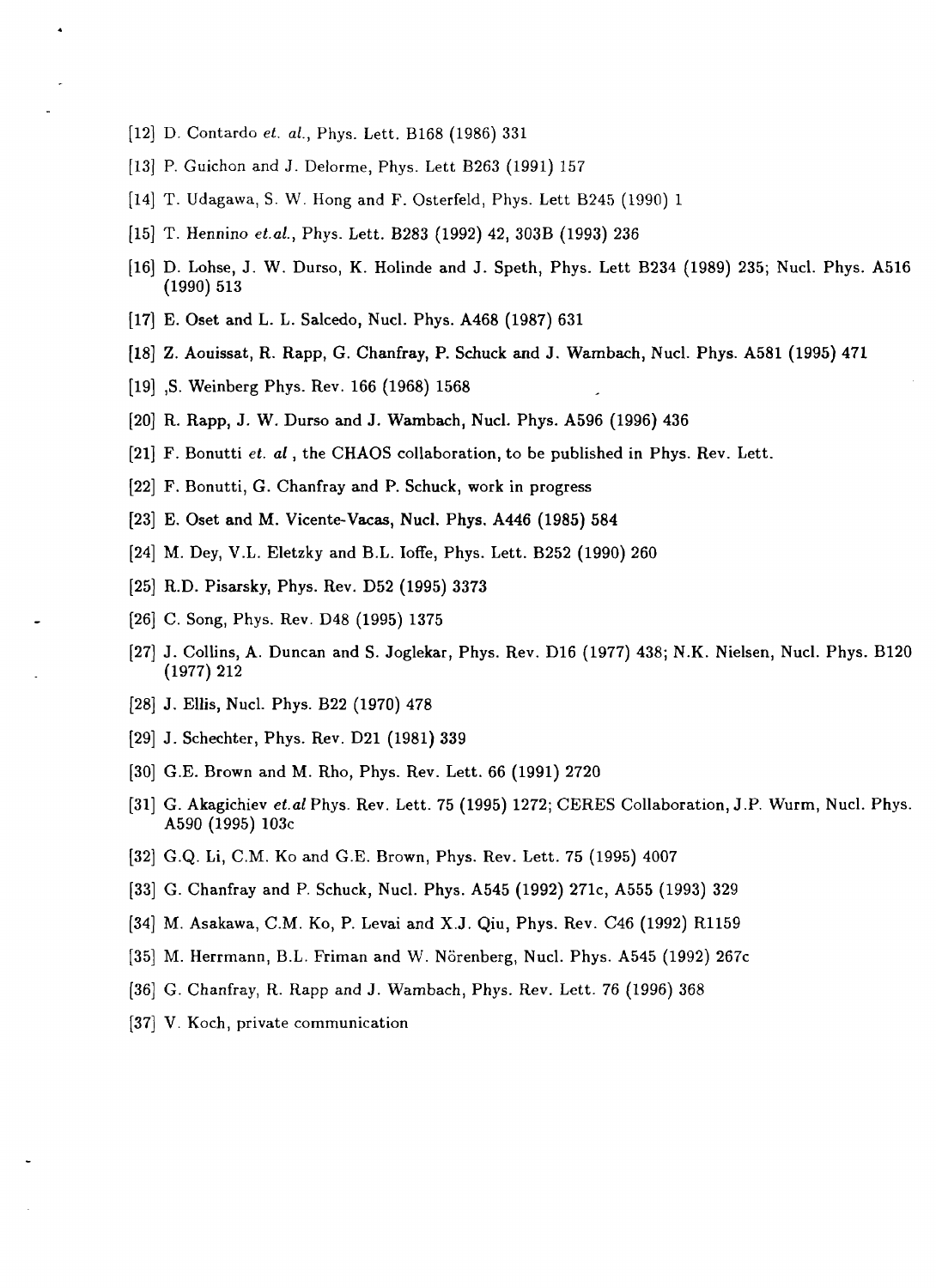[12] D. Contardo *et. al.*, Phys. Lett. B168 (1986) 331

[13] P. Guichon and J. Delorme, Phys. Lett B263 (1991) 157

[14] T. Udagawa, S. W. Hong and F. Osterfeld, Phys. Lett B245 (1990) 1

[15] T. Hennino *et.al.*, Phys. Lett. B283 (1992) 42, 303B (1993) 236

[16] D. Lohse, J. W. Durso, K. Holinde and J. Speth, Phys. Lett B234 (1989) 235; Nucl. Phys. A516 (1990) 513

[17] E. Oset and L. L. Salcedo, Nucl. Phys. A468 (1987) 631

[18] Z. Aouissat, R. Rapp, G. Chanfray, P. Schuck and J. Wambach, Nucl. Phys. A581 (1995) 471

[19] ,S. Weinberg Phys. Rev. 166 (1968) 1568

[20] R. Rapp, J. W. Durso and J. Wambach, Nucl. Phys. A596 (1996) 436

[21] F. Bonutti *et. al*, the CHAOS collaboration, to be published in Phys. Rev. Lett.

[22] F. Bonutti, G. Chanfray and P. Schuck, work in progress

[23] E. Oset and M. Vicente-Vacas, Nucl. Phys. A446 (1985) 584

[24] M. Dey, V.L. Eletzky and B.L. Ioffe, Phys. Lett. B252 (1990) 260

[25] R.D. Pisarsky, Phys. Rev. D52 (1995) 3373

[26] C. Song, Phys. Rev. D48 (1995) 1375

[27] J. Collins, A. Duncan and S. Joglekar, Phys. Rev. D16 (1977) 438; N.K. Nielsen, Nucl. Phys. B120 (1977) 212

[28] J. Ellis, Nucl. Phys. B22 (1970) 478

[29] J. Schechter, Phys. Rev. D21 (1981) 339

[30] G.E. Brown and M. Rho, Phys. Rev. Lett. 66 (1991) 2720

[31] G. Akagichiev *et.al* Phys. Rev. Lett. 75 (1995) 1272; CERES Collaboration, J.P. Wurm, Nucl. Phys. A590 (1995) 103c

[32] G.Q. Li, C.M. Ko and G.E. Brown, Phys. Rev. Lett. 75 (1995) 4007

[33] G. Chanfray and P. Schuck, Nucl. Phys. A545 (1992) 271c, A555 (1993) 329

[34] M. Asakawa, C.M. Ko, P. Levai and X.J. Qiu, Phys. Rev. C46 (1992) R1159

[35] M. Herrmann, B.L. Friman and W. Nörenberg, Nucl. Phys. A545 (1992) 267c

[36] G. Chanfray, R. Rapp and J. Wambach, Phys. Rev. Lett. 76 (1996) 368

[37] V. Koch, private communication